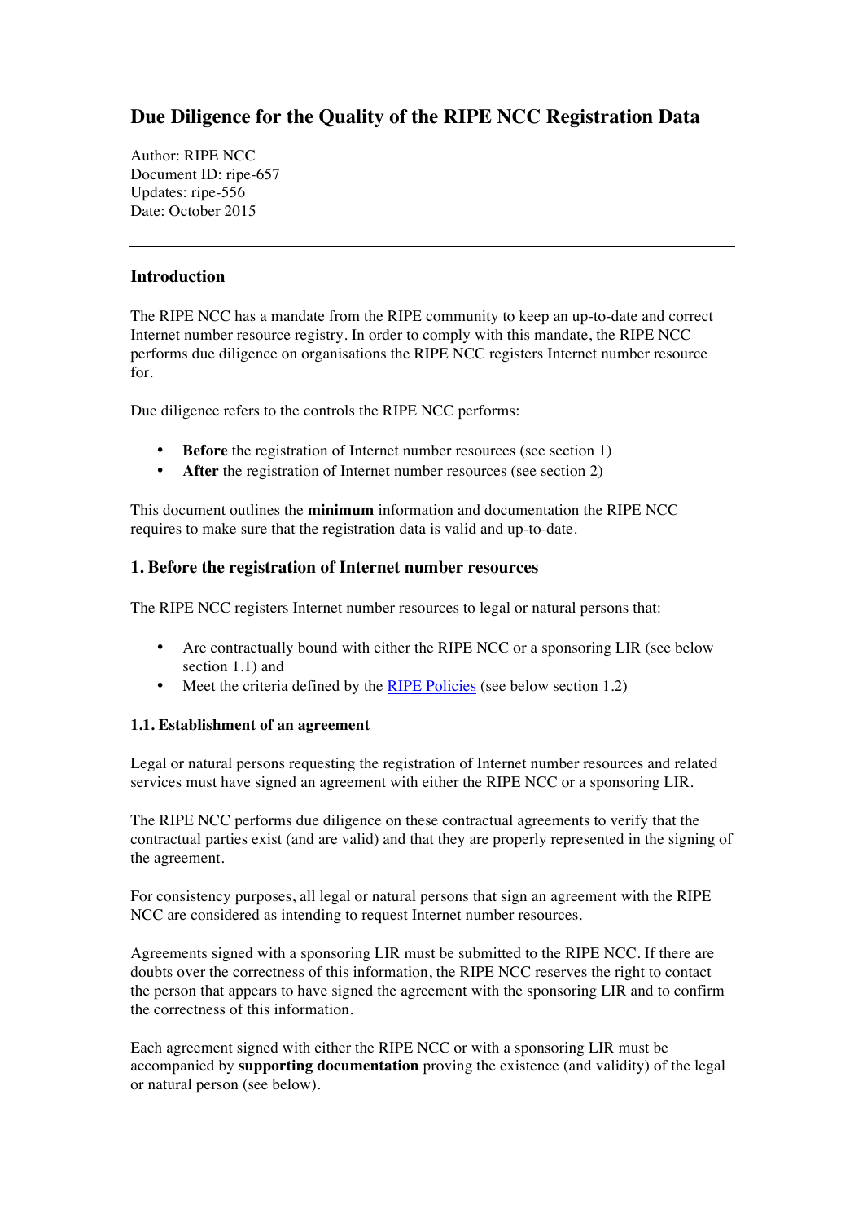# Due Diligence for the Quality of the RIPE NCC Registration Data

Author: RIPE NCC
Document ID: ripe-657
Updates: ripe-556
Date: October 2015

---

## Introduction

The RIPE NCC has a mandate from the RIPE community to keep an up-to-date and correct Internet number resource registry. In order to comply with this mandate, the RIPE NCC performs due diligence on organisations the RIPE NCC registers Internet number resource for.

Due diligence refers to the controls the RIPE NCC performs:

- **Before** the registration of Internet number resources (see section 1)
- **After** the registration of Internet number resources (see section 2)

This document outlines the **minimum** information and documentation the RIPE NCC requires to make sure that the registration data is valid and up-to-date.

## 1. Before the registration of Internet number resources

The RIPE NCC registers Internet number resources to legal or natural persons that:

- Are contractually bound with either the RIPE NCC or a sponsoring LIR (see below section 1.1) and
- Meet the criteria defined by the RIPE Policies (see below section 1.2)

### 1.1. Establishment of an agreement

Legal or natural persons requesting the registration of Internet number resources and related services must have signed an agreement with either the RIPE NCC or a sponsoring LIR.

The RIPE NCC performs due diligence on these contractual agreements to verify that the contractual parties exist (and are valid) and that they are properly represented in the signing of the agreement.

For consistency purposes, all legal or natural persons that sign an agreement with the RIPE NCC are considered as intending to request Internet number resources.

Agreements signed with a sponsoring LIR must be submitted to the RIPE NCC. If there are doubts over the correctness of this information, the RIPE NCC reserves the right to contact the person that appears to have signed the agreement with the sponsoring LIR and to confirm the correctness of this information.

Each agreement signed with either the RIPE NCC or with a sponsoring LIR must be accompanied by **supporting documentation** proving the existence (and validity) of the legal or natural person (see below).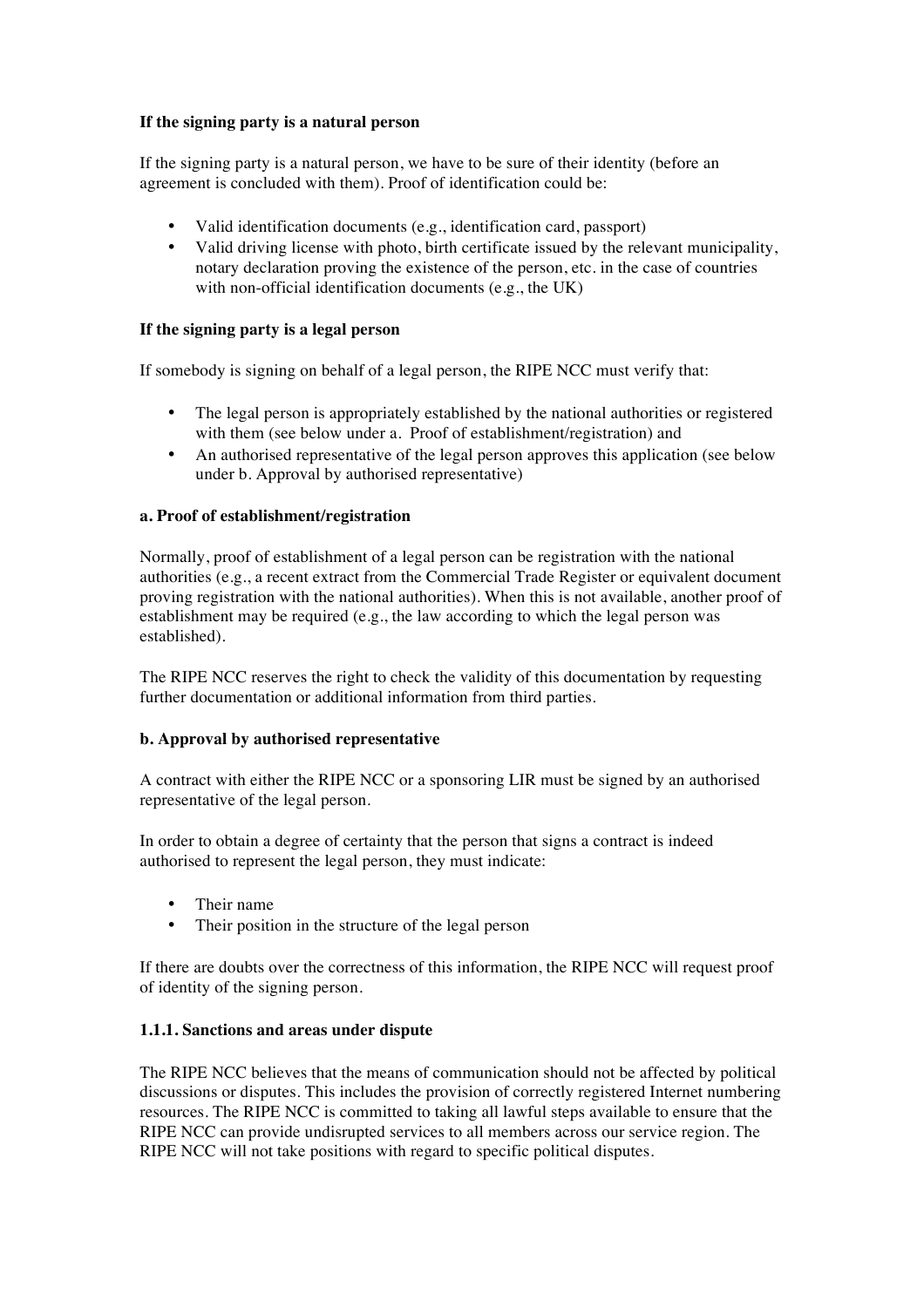**If the signing party is a natural person**

If the signing party is a natural person, we have to be sure of their identity (before an agreement is concluded with them). Proof of identification could be:

- Valid identification documents (e.g., identification card, passport)
- Valid driving license with photo, birth certificate issued by the relevant municipality, notary declaration proving the existence of the person, etc. in the case of countries with non-official identification documents (e.g., the UK)

**If the signing party is a legal person**

If somebody is signing on behalf of a legal person, the RIPE NCC must verify that:

- The legal person is appropriately established by the national authorities or registered with them (see below under a. Proof of establishment/registration) and
- An authorised representative of the legal person approves this application (see below under b. Approval by authorised representative)

**a. Proof of establishment/registration**

Normally, proof of establishment of a legal person can be registration with the national authorities (e.g., a recent extract from the Commercial Trade Register or equivalent document proving registration with the national authorities). When this is not available, another proof of establishment may be required (e.g., the law according to which the legal person was established).

The RIPE NCC reserves the right to check the validity of this documentation by requesting further documentation or additional information from third parties.

**b. Approval by authorised representative**

A contract with either the RIPE NCC or a sponsoring LIR must be signed by an authorised representative of the legal person.

In order to obtain a degree of certainty that the person that signs a contract is indeed authorised to represent the legal person, they must indicate:

- Their name
- Their position in the structure of the legal person

If there are doubts over the correctness of this information, the RIPE NCC will request proof of identity of the signing person.

### 1.1.1. Sanctions and areas under dispute

The RIPE NCC believes that the means of communication should not be affected by political discussions or disputes. This includes the provision of correctly registered Internet numbering resources. The RIPE NCC is committed to taking all lawful steps available to ensure that the RIPE NCC can provide undisrupted services to all members across our service region. The RIPE NCC will not take positions with regard to specific political disputes.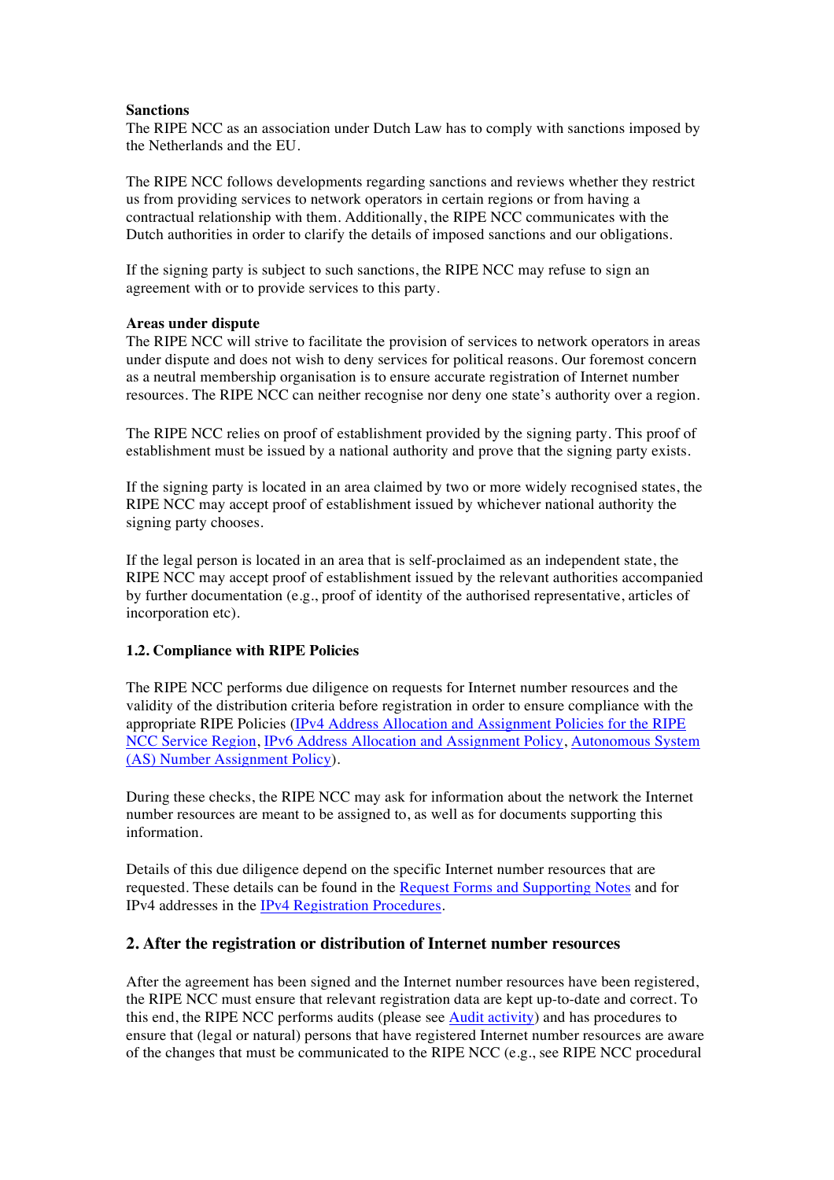**Sanctions**
The RIPE NCC as an association under Dutch Law has to comply with sanctions imposed by the Netherlands and the EU.

The RIPE NCC follows developments regarding sanctions and reviews whether they restrict us from providing services to network operators in certain regions or from having a contractual relationship with them. Additionally, the RIPE NCC communicates with the Dutch authorities in order to clarify the details of imposed sanctions and our obligations.

If the signing party is subject to such sanctions, the RIPE NCC may refuse to sign an agreement with or to provide services to this party.

**Areas under dispute**
The RIPE NCC will strive to facilitate the provision of services to network operators in areas under dispute and does not wish to deny services for political reasons. Our foremost concern as a neutral membership organisation is to ensure accurate registration of Internet number resources. The RIPE NCC can neither recognise nor deny one state's authority over a region.

The RIPE NCC relies on proof of establishment provided by the signing party. This proof of establishment must be issued by a national authority and prove that the signing party exists.

If the signing party is located in an area claimed by two or more widely recognised states, the RIPE NCC may accept proof of establishment issued by whichever national authority the signing party chooses.

If the legal person is located in an area that is self-proclaimed as an independent state, the RIPE NCC may accept proof of establishment issued by the relevant authorities accompanied by further documentation (e.g., proof of identity of the authorised representative, articles of incorporation etc).

### 1.2. Compliance with RIPE Policies

The RIPE NCC performs due diligence on requests for Internet number resources and the validity of the distribution criteria before registration in order to ensure compliance with the appropriate RIPE Policies (IPv4 Address Allocation and Assignment Policies for the RIPE NCC Service Region, IPv6 Address Allocation and Assignment Policy, Autonomous System (AS) Number Assignment Policy).

During these checks, the RIPE NCC may ask for information about the network the Internet number resources are meant to be assigned to, as well as for documents supporting this information.

Details of this due diligence depend on the specific Internet number resources that are requested. These details can be found in the Request Forms and Supporting Notes and for IPv4 addresses in the IPv4 Registration Procedures.

## 2. After the registration or distribution of Internet number resources

After the agreement has been signed and the Internet number resources have been registered, the RIPE NCC must ensure that relevant registration data are kept up-to-date and correct. To this end, the RIPE NCC performs audits (please see Audit activity) and has procedures to ensure that (legal or natural) persons that have registered Internet number resources are aware of the changes that must be communicated to the RIPE NCC (e.g., see RIPE NCC procedural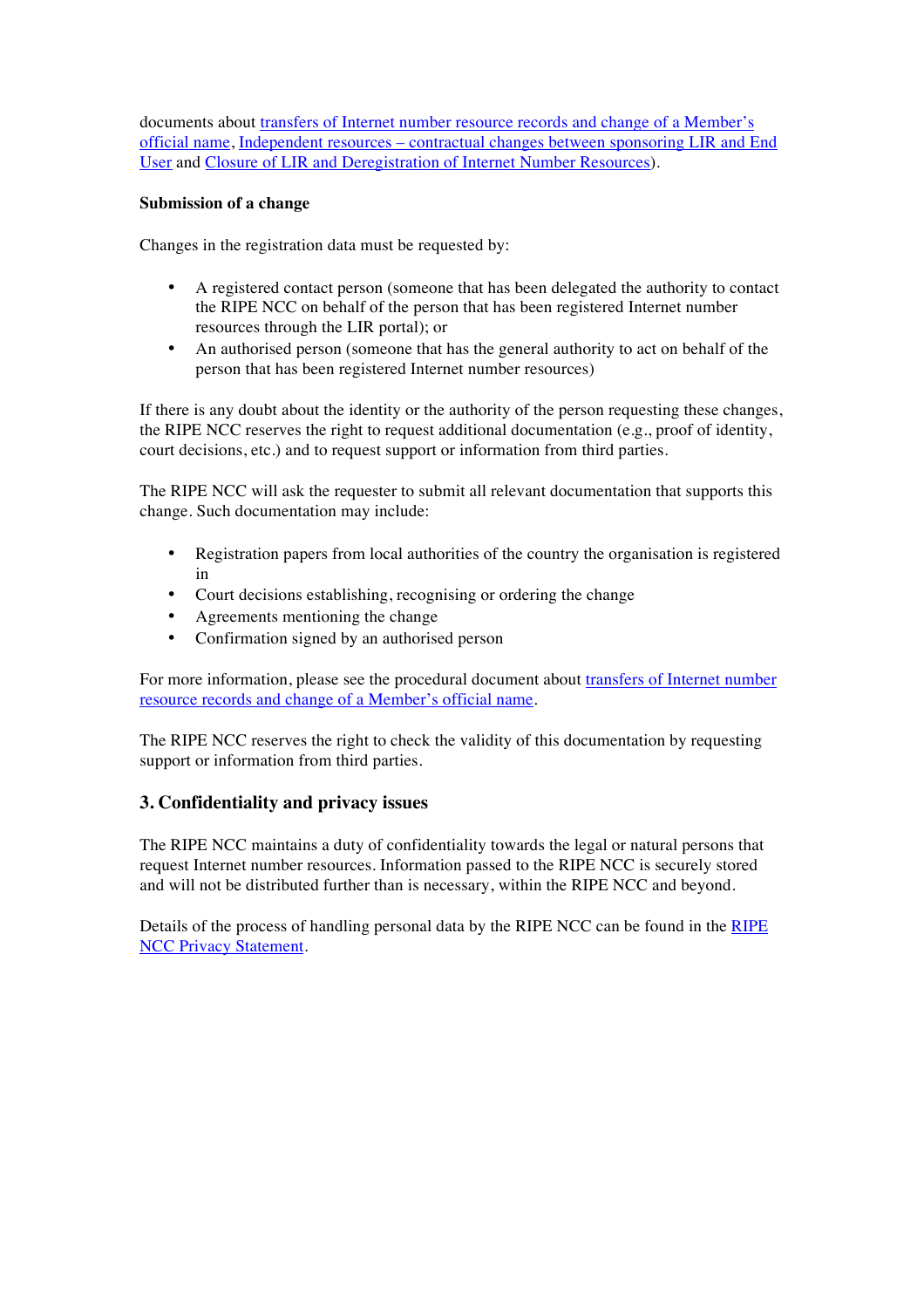documents about transfers of Internet number resource records and change of a Member's official name, Independent resources – contractual changes between sponsoring LIR and End User and Closure of LIR and Deregistration of Internet Number Resources).

**Submission of a change**

Changes in the registration data must be requested by:

- A registered contact person (someone that has been delegated the authority to contact the RIPE NCC on behalf of the person that has been registered Internet number resources through the LIR portal); or
- An authorised person (someone that has the general authority to act on behalf of the person that has been registered Internet number resources)

If there is any doubt about the identity or the authority of the person requesting these changes, the RIPE NCC reserves the right to request additional documentation (e.g., proof of identity, court decisions, etc.) and to request support or information from third parties.

The RIPE NCC will ask the requester to submit all relevant documentation that supports this change. Such documentation may include:

- Registration papers from local authorities of the country the organisation is registered in
- Court decisions establishing, recognising or ordering the change
- Agreements mentioning the change
- Confirmation signed by an authorised person

For more information, please see the procedural document about transfers of Internet number resource records and change of a Member's official name.

The RIPE NCC reserves the right to check the validity of this documentation by requesting support or information from third parties.

## 3. Confidentiality and privacy issues

The RIPE NCC maintains a duty of confidentiality towards the legal or natural persons that request Internet number resources. Information passed to the RIPE NCC is securely stored and will not be distributed further than is necessary, within the RIPE NCC and beyond.

Details of the process of handling personal data by the RIPE NCC can be found in the RIPE NCC Privacy Statement.